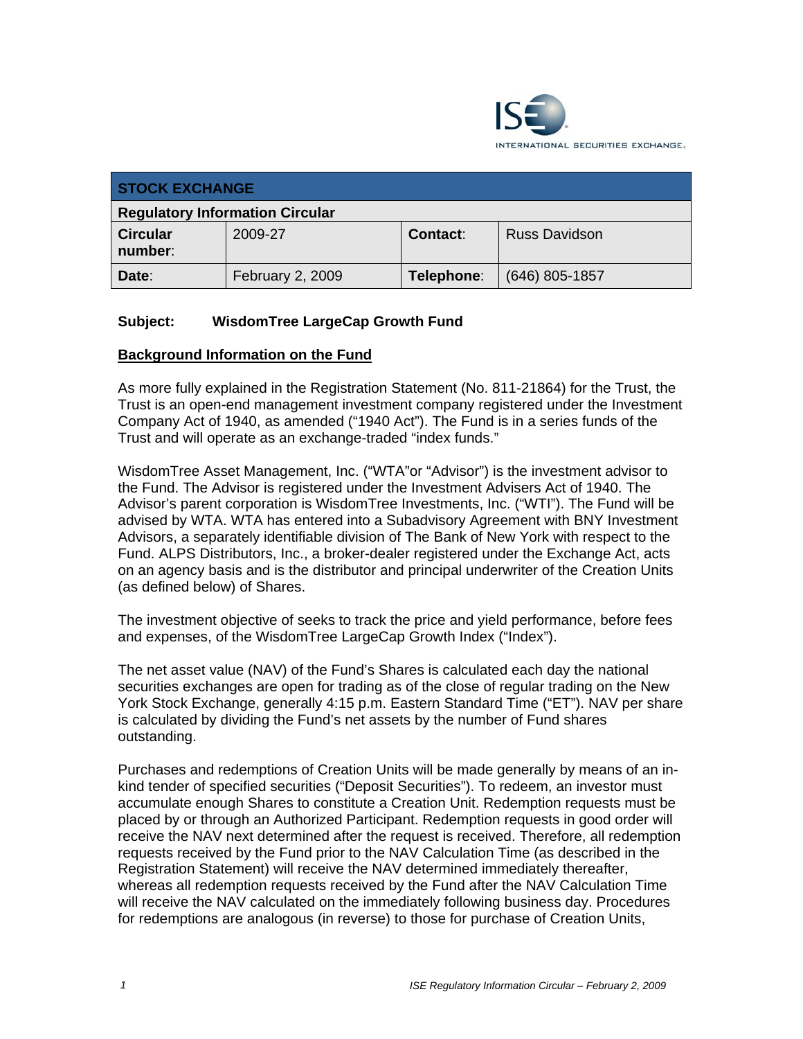| STOCK EXCHANGE | | | |
|---|---|---|---|
| **Regulatory Information Circular** | | | |
| **Circular number**: | 2009-27 | **Contact**: | Russ Davidson |
| **Date**: | February 2, 2009 | **Telephone**: | (646) 805-1857 |

**Subject: WisdomTree LargeCap Growth Fund**

**Background Information on the Fund**

As more fully explained in the Registration Statement (No. 811-21864) for the Trust, the Trust is an open-end management investment company registered under the Investment Company Act of 1940, as amended ("1940 Act"). The Fund is in a series funds of the Trust and will operate as an exchange-traded "index funds."

WisdomTree Asset Management, Inc. ("WTA"or "Advisor") is the investment advisor to the Fund. The Advisor is registered under the Investment Advisers Act of 1940. The Advisor's parent corporation is WisdomTree Investments, Inc. ("WTI"). The Fund will be advised by WTA. WTA has entered into a Subadvisory Agreement with BNY Investment Advisors, a separately identifiable division of The Bank of New York with respect to the Fund. ALPS Distributors, Inc., a broker-dealer registered under the Exchange Act, acts on an agency basis and is the distributor and principal underwriter of the Creation Units (as defined below) of Shares.

The investment objective of seeks to track the price and yield performance, before fees and expenses, of the WisdomTree LargeCap Growth Index ("Index").

The net asset value (NAV) of the Fund's Shares is calculated each day the national securities exchanges are open for trading as of the close of regular trading on the New York Stock Exchange, generally 4:15 p.m. Eastern Standard Time ("ET"). NAV per share is calculated by dividing the Fund's net assets by the number of Fund shares outstanding.

Purchases and redemptions of Creation Units will be made generally by means of an in-kind tender of specified securities ("Deposit Securities"). To redeem, an investor must accumulate enough Shares to constitute a Creation Unit. Redemption requests must be placed by or through an Authorized Participant. Redemption requests in good order will receive the NAV next determined after the request is received. Therefore, all redemption requests received by the Fund prior to the NAV Calculation Time (as described in the Registration Statement) will receive the NAV determined immediately thereafter, whereas all redemption requests received by the Fund after the NAV Calculation Time will receive the NAV calculated on the immediately following business day. Procedures for redemptions are analogous (in reverse) to those for purchase of Creation Units,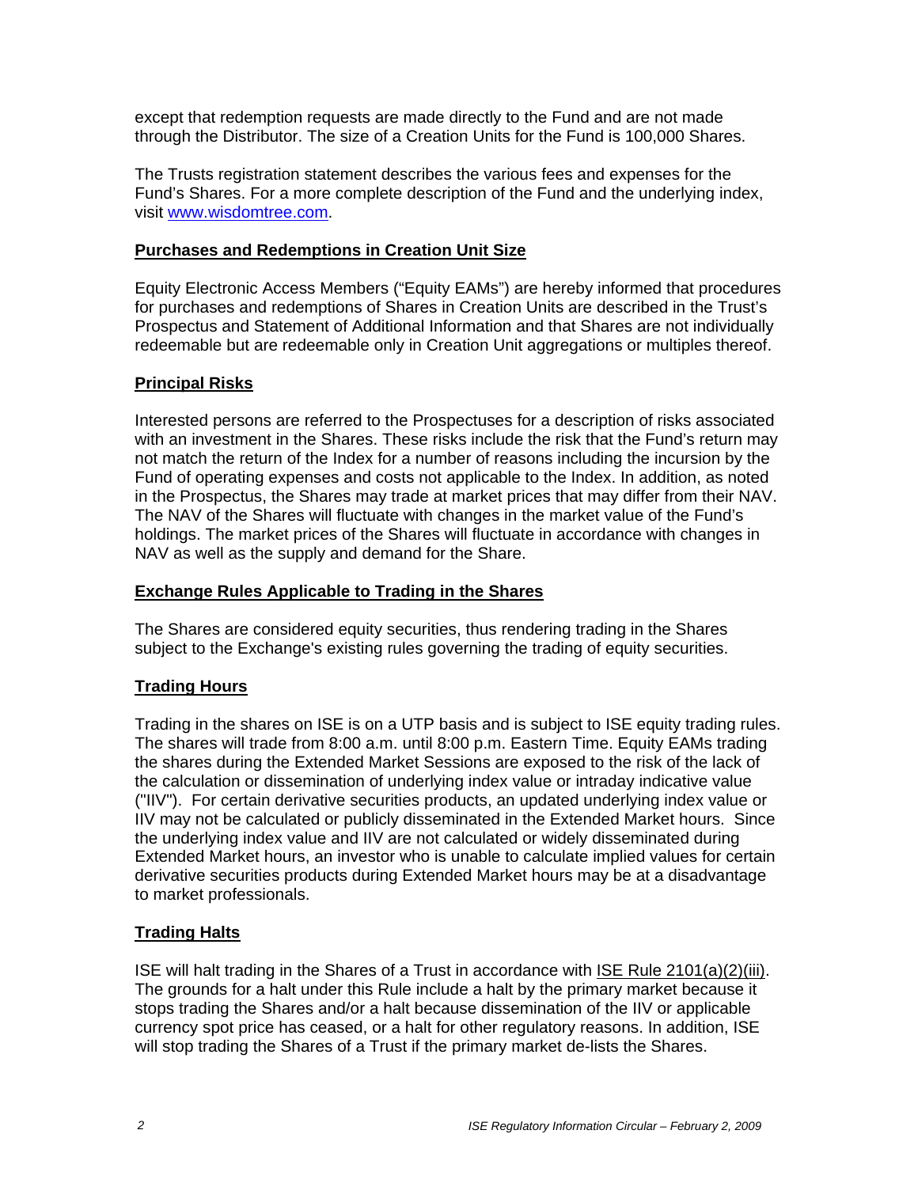except that redemption requests are made directly to the Fund and are not made through the Distributor. The size of a Creation Units for the Fund is 100,000 Shares.

The Trusts registration statement describes the various fees and expenses for the Fund's Shares. For a more complete description of the Fund and the underlying index, visit www.wisdomtree.com.

## Purchases and Redemptions in Creation Unit Size

Equity Electronic Access Members ("Equity EAMs") are hereby informed that procedures for purchases and redemptions of Shares in Creation Units are described in the Trust's Prospectus and Statement of Additional Information and that Shares are not individually redeemable but are redeemable only in Creation Unit aggregations or multiples thereof.

## Principal Risks

Interested persons are referred to the Prospectuses for a description of risks associated with an investment in the Shares. These risks include the risk that the Fund's return may not match the return of the Index for a number of reasons including the incursion by the Fund of operating expenses and costs not applicable to the Index. In addition, as noted in the Prospectus, the Shares may trade at market prices that may differ from their NAV. The NAV of the Shares will fluctuate with changes in the market value of the Fund's holdings. The market prices of the Shares will fluctuate in accordance with changes in NAV as well as the supply and demand for the Share.

## Exchange Rules Applicable to Trading in the Shares

The Shares are considered equity securities, thus rendering trading in the Shares subject to the Exchange's existing rules governing the trading of equity securities.

## Trading Hours

Trading in the shares on ISE is on a UTP basis and is subject to ISE equity trading rules. The shares will trade from 8:00 a.m. until 8:00 p.m. Eastern Time. Equity EAMs trading the shares during the Extended Market Sessions are exposed to the risk of the lack of the calculation or dissemination of underlying index value or intraday indicative value ("IIV"). For certain derivative securities products, an updated underlying index value or IIV may not be calculated or publicly disseminated in the Extended Market hours. Since the underlying index value and IIV are not calculated or widely disseminated during Extended Market hours, an investor who is unable to calculate implied values for certain derivative securities products during Extended Market hours may be at a disadvantage to market professionals.

## Trading Halts

ISE will halt trading in the Shares of a Trust in accordance with ISE Rule 2101(a)(2)(iii). The grounds for a halt under this Rule include a halt by the primary market because it stops trading the Shares and/or a halt because dissemination of the IIV or applicable currency spot price has ceased, or a halt for other regulatory reasons. In addition, ISE will stop trading the Shares of a Trust if the primary market de-lists the Shares.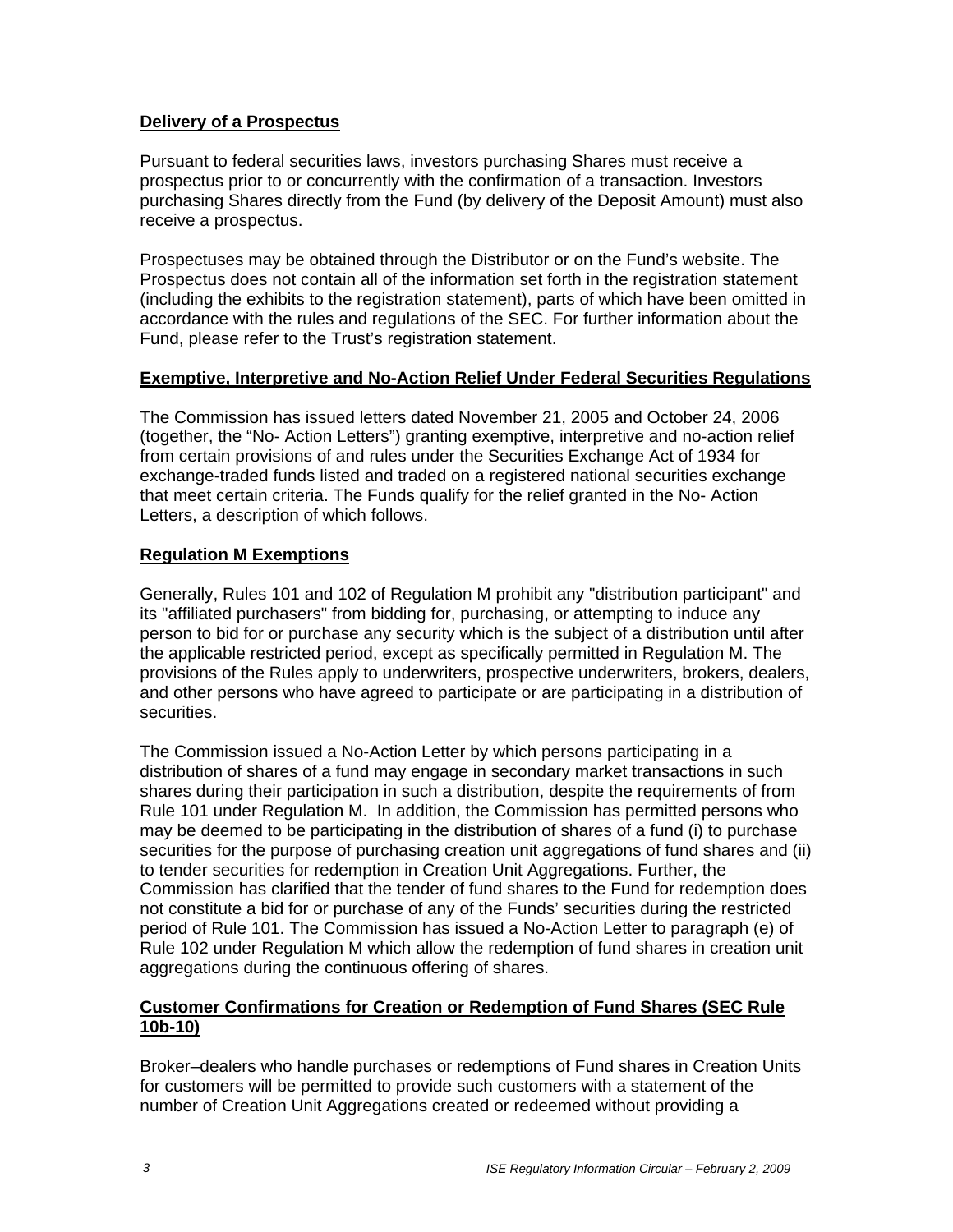**Delivery of a Prospectus**

Pursuant to federal securities laws, investors purchasing Shares must receive a prospectus prior to or concurrently with the confirmation of a transaction. Investors purchasing Shares directly from the Fund (by delivery of the Deposit Amount) must also receive a prospectus.

Prospectuses may be obtained through the Distributor or on the Fund's website. The Prospectus does not contain all of the information set forth in the registration statement (including the exhibits to the registration statement), parts of which have been omitted in accordance with the rules and regulations of the SEC. For further information about the Fund, please refer to the Trust's registration statement.

**Exemptive, Interpretive and No-Action Relief Under Federal Securities Regulations**

The Commission has issued letters dated November 21, 2005 and October 24, 2006 (together, the "No- Action Letters") granting exemptive, interpretive and no-action relief from certain provisions of and rules under the Securities Exchange Act of 1934 for exchange-traded funds listed and traded on a registered national securities exchange that meet certain criteria. The Funds qualify for the relief granted in the No- Action Letters, a description of which follows.

**Regulation M Exemptions**

Generally, Rules 101 and 102 of Regulation M prohibit any "distribution participant" and its "affiliated purchasers" from bidding for, purchasing, or attempting to induce any person to bid for or purchase any security which is the subject of a distribution until after the applicable restricted period, except as specifically permitted in Regulation M. The provisions of the Rules apply to underwriters, prospective underwriters, brokers, dealers, and other persons who have agreed to participate or are participating in a distribution of securities.

The Commission issued a No-Action Letter by which persons participating in a distribution of shares of a fund may engage in secondary market transactions in such shares during their participation in such a distribution, despite the requirements of from Rule 101 under Regulation M. In addition, the Commission has permitted persons who may be deemed to be participating in the distribution of shares of a fund (i) to purchase securities for the purpose of purchasing creation unit aggregations of fund shares and (ii) to tender securities for redemption in Creation Unit Aggregations. Further, the Commission has clarified that the tender of fund shares to the Fund for redemption does not constitute a bid for or purchase of any of the Funds' securities during the restricted period of Rule 101. The Commission has issued a No-Action Letter to paragraph (e) of Rule 102 under Regulation M which allow the redemption of fund shares in creation unit aggregations during the continuous offering of shares.

**Customer Confirmations for Creation or Redemption of Fund Shares (SEC Rule 10b-10)**

Broker–dealers who handle purchases or redemptions of Fund shares in Creation Units for customers will be permitted to provide such customers with a statement of the number of Creation Unit Aggregations created or redeemed without providing a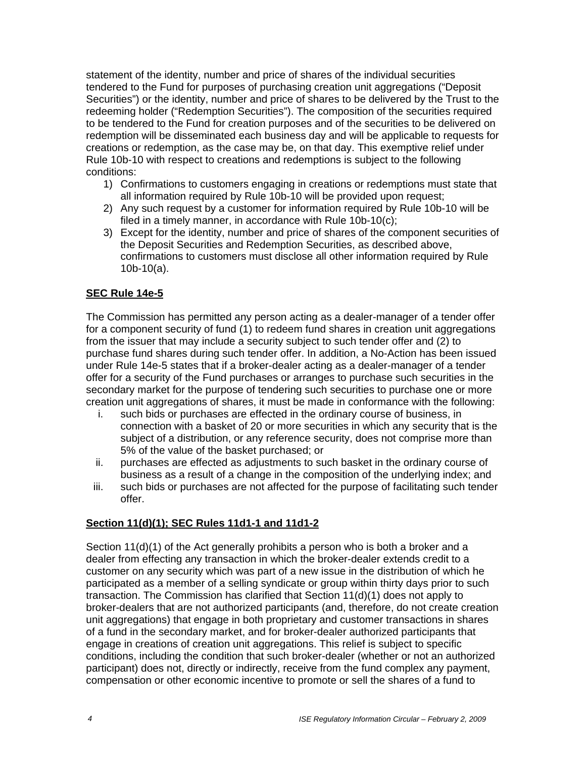statement of the identity, number and price of shares of the individual securities tendered to the Fund for purposes of purchasing creation unit aggregations ("Deposit Securities") or the identity, number and price of shares to be delivered by the Trust to the redeeming holder ("Redemption Securities"). The composition of the securities required to be tendered to the Fund for creation purposes and of the securities to be delivered on redemption will be disseminated each business day and will be applicable to requests for creations or redemption, as the case may be, on that day. This exemptive relief under Rule 10b-10 with respect to creations and redemptions is subject to the following conditions:

1) Confirmations to customers engaging in creations or redemptions must state that all information required by Rule 10b-10 will be provided upon request;
2) Any such request by a customer for information required by Rule 10b-10 will be filed in a timely manner, in accordance with Rule 10b-10(c);
3) Except for the identity, number and price of shares of the component securities of the Deposit Securities and Redemption Securities, as described above, confirmations to customers must disclose all other information required by Rule 10b-10(a).

**SEC Rule 14e-5**

The Commission has permitted any person acting as a dealer-manager of a tender offer for a component security of fund (1) to redeem fund shares in creation unit aggregations from the issuer that may include a security subject to such tender offer and (2) to purchase fund shares during such tender offer. In addition, a No-Action has been issued under Rule 14e-5 states that if a broker-dealer acting as a dealer-manager of a tender offer for a security of the Fund purchases or arranges to purchase such securities in the secondary market for the purpose of tendering such securities to purchase one or more creation unit aggregations of shares, it must be made in conformance with the following:

i. such bids or purchases are effected in the ordinary course of business, in connection with a basket of 20 or more securities in which any security that is the subject of a distribution, or any reference security, does not comprise more than 5% of the value of the basket purchased; or
ii. purchases are effected as adjustments to such basket in the ordinary course of business as a result of a change in the composition of the underlying index; and
iii. such bids or purchases are not affected for the purpose of facilitating such tender offer.

**Section 11(d)(1); SEC Rules 11d1-1 and 11d1-2**

Section 11(d)(1) of the Act generally prohibits a person who is both a broker and a dealer from effecting any transaction in which the broker-dealer extends credit to a customer on any security which was part of a new issue in the distribution of which he participated as a member of a selling syndicate or group within thirty days prior to such transaction. The Commission has clarified that Section 11(d)(1) does not apply to broker-dealers that are not authorized participants (and, therefore, do not create creation unit aggregations) that engage in both proprietary and customer transactions in shares of a fund in the secondary market, and for broker-dealer authorized participants that engage in creations of creation unit aggregations. This relief is subject to specific conditions, including the condition that such broker-dealer (whether or not an authorized participant) does not, directly or indirectly, receive from the fund complex any payment, compensation or other economic incentive to promote or sell the shares of a fund to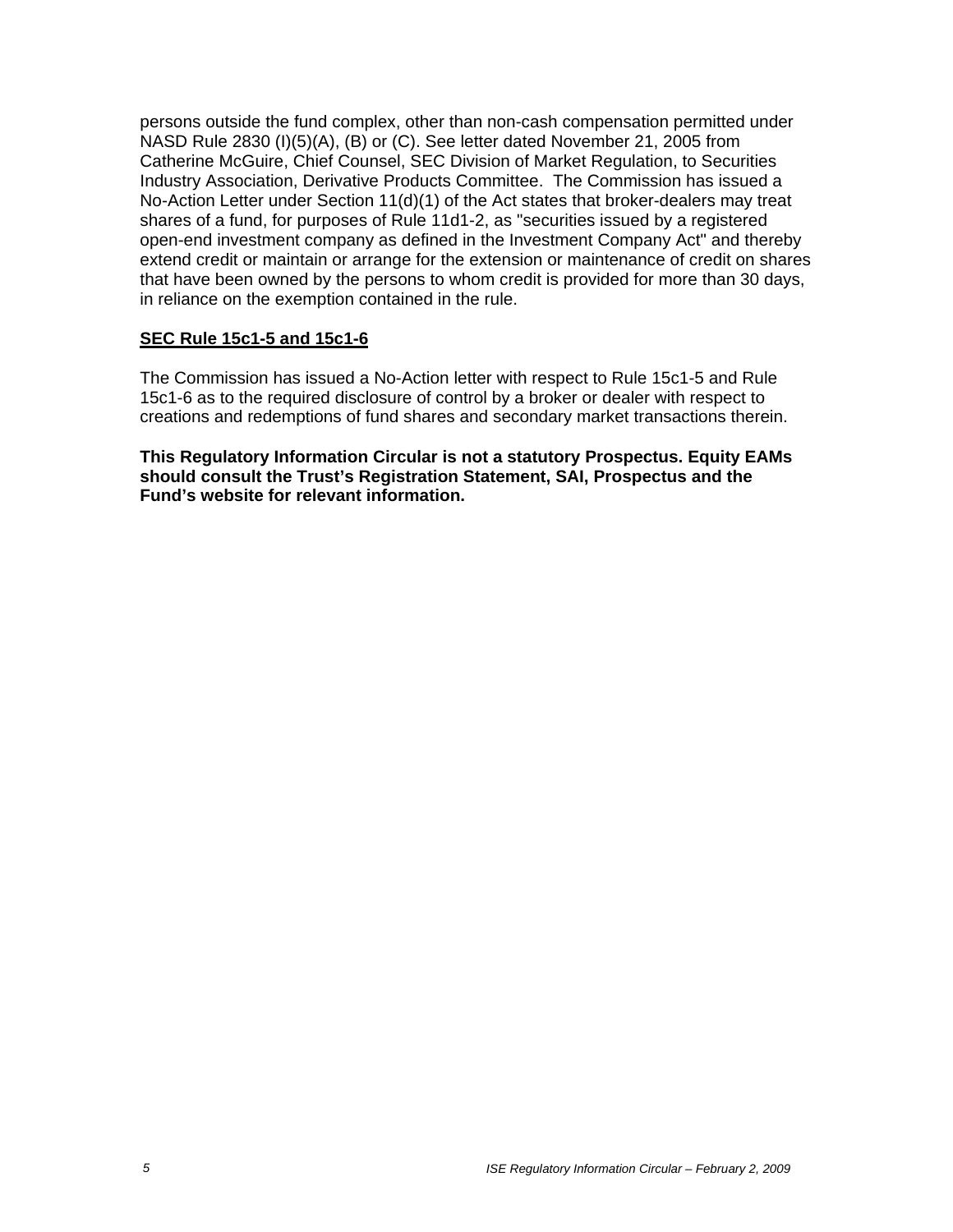persons outside the fund complex, other than non-cash compensation permitted under NASD Rule 2830 (I)(5)(A), (B) or (C). See letter dated November 21, 2005 from Catherine McGuire, Chief Counsel, SEC Division of Market Regulation, to Securities Industry Association, Derivative Products Committee. The Commission has issued a No-Action Letter under Section 11(d)(1) of the Act states that broker-dealers may treat shares of a fund, for purposes of Rule 11d1-2, as "securities issued by a registered open-end investment company as defined in the Investment Company Act" and thereby extend credit or maintain or arrange for the extension or maintenance of credit on shares that have been owned by the persons to whom credit is provided for more than 30 days, in reliance on the exemption contained in the rule.

## SEC Rule 15c1-5 and 15c1-6

The Commission has issued a No-Action letter with respect to Rule 15c1-5 and Rule 15c1-6 as to the required disclosure of control by a broker or dealer with respect to creations and redemptions of fund shares and secondary market transactions therein.

**This Regulatory Information Circular is not a statutory Prospectus. Equity EAMs should consult the Trust's Registration Statement, SAI, Prospectus and the Fund's website for relevant information.**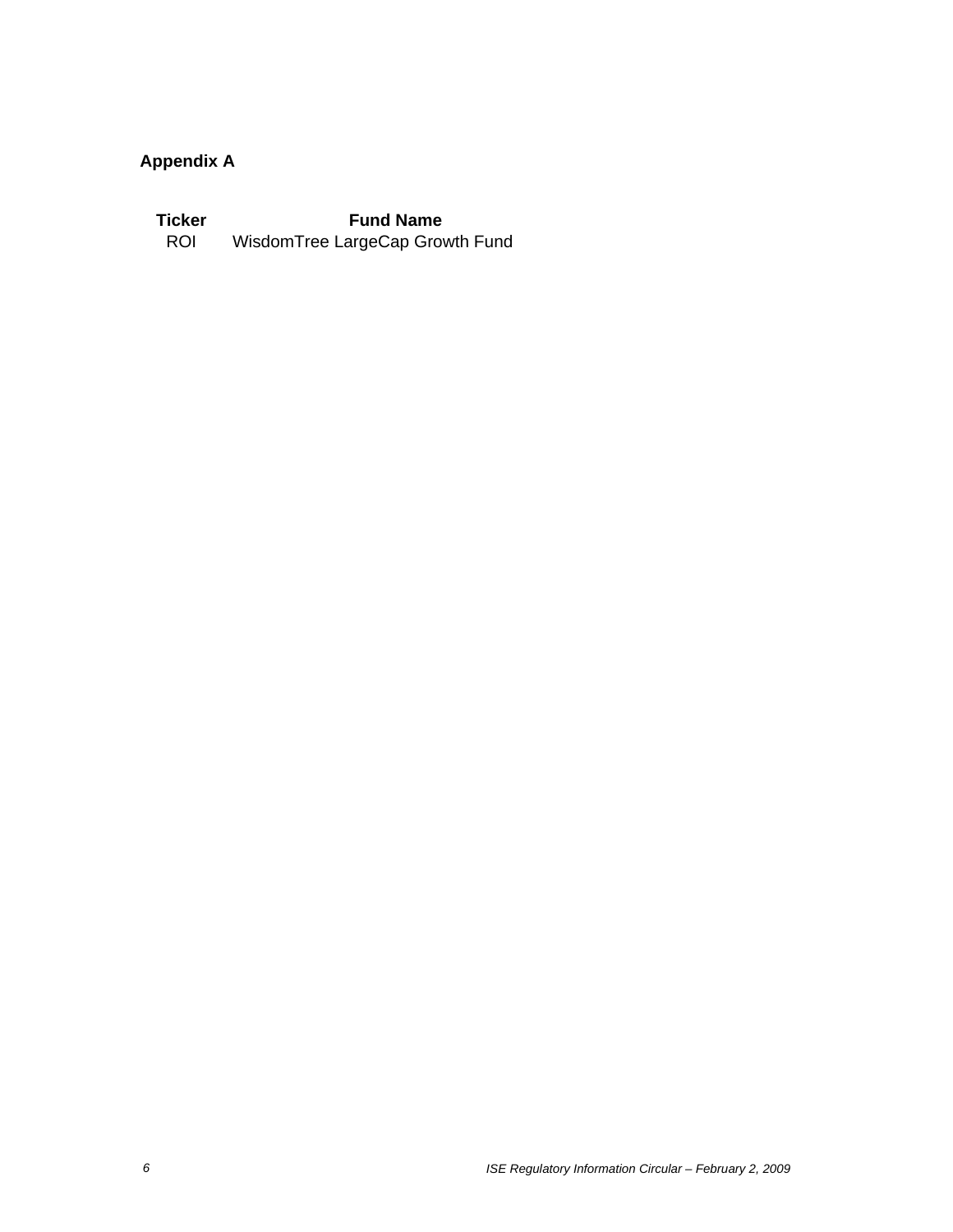**Appendix A**

| Ticker | Fund Name |
| --- | --- |
| ROI | WisdomTree LargeCap Growth Fund |